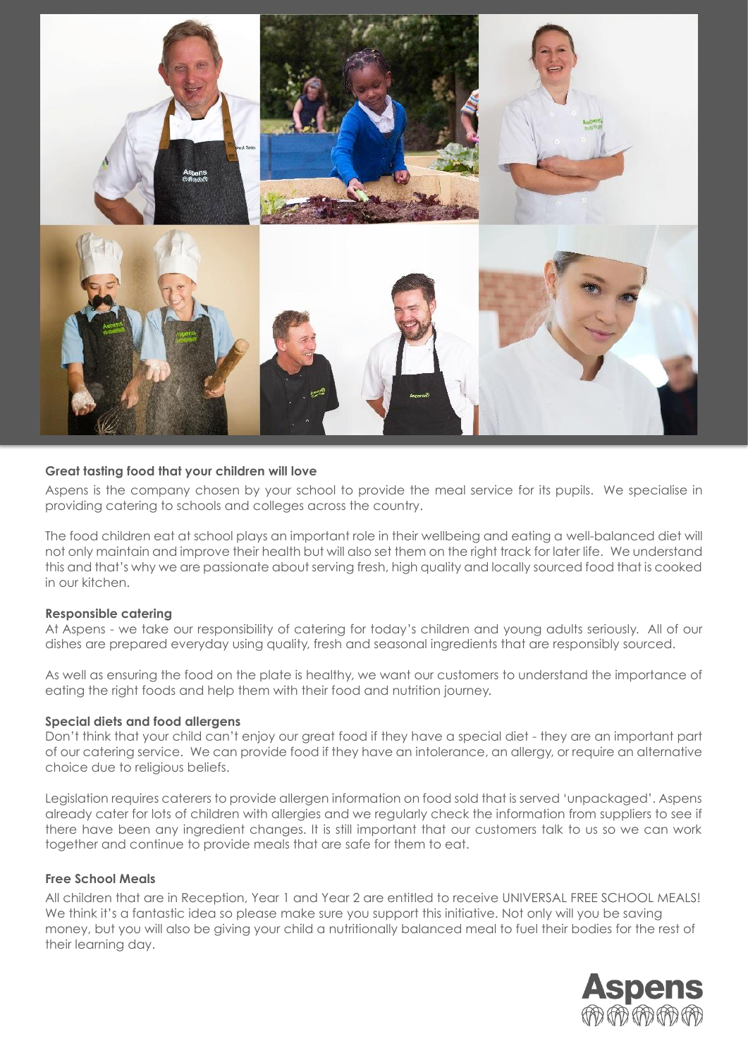**Great tasting food that your children will love**

Aspens is the company chosen by your school to provide the meal service for its pupils. We specialise in providing catering to schools and colleges across the country.

The food children eat at school plays an important role in their wellbeing and eating a well-balanced diet will not only maintain and improve their health but will also set them on the right track for later life. We understand this and that's why we are passionate about serving fresh, high quality and locally sourced food that is cooked in our kitchen.

**Responsible catering**

At Aspens - we take our responsibility of catering for today's children and young adults seriously. All of our dishes are prepared everyday using quality, fresh and seasonal ingredients that are responsibly sourced.

As well as ensuring the food on the plate is healthy, we want our customers to understand the importance of eating the right foods and help them with their food and nutrition journey.

**Special diets and food allergens**

Don't think that your child can't enjoy our great food if they have a special diet - they are an important part of our catering service. We can provide food if they have an intolerance, an allergy, or require an alternative choice due to religious beliefs.

Legislation requires caterers to provide allergen information on food sold that is served 'unpackaged'. Aspens already cater for lots of children with allergies and we regularly check the information from suppliers to see if there have been any ingredient changes. It is still important that our customers talk to us so we can work together and continue to provide meals that are safe for them to eat.

**Free School Meals**

All children that are in Reception, Year 1 and Year 2 are entitled to receive UNIVERSAL FREE SCHOOL MEALS! We think it's a fantastic idea so please make sure you support this initiative. Not only will you be saving money, but you will also be giving your child a nutritionally balanced meal to fuel their bodies for the rest of their learning day.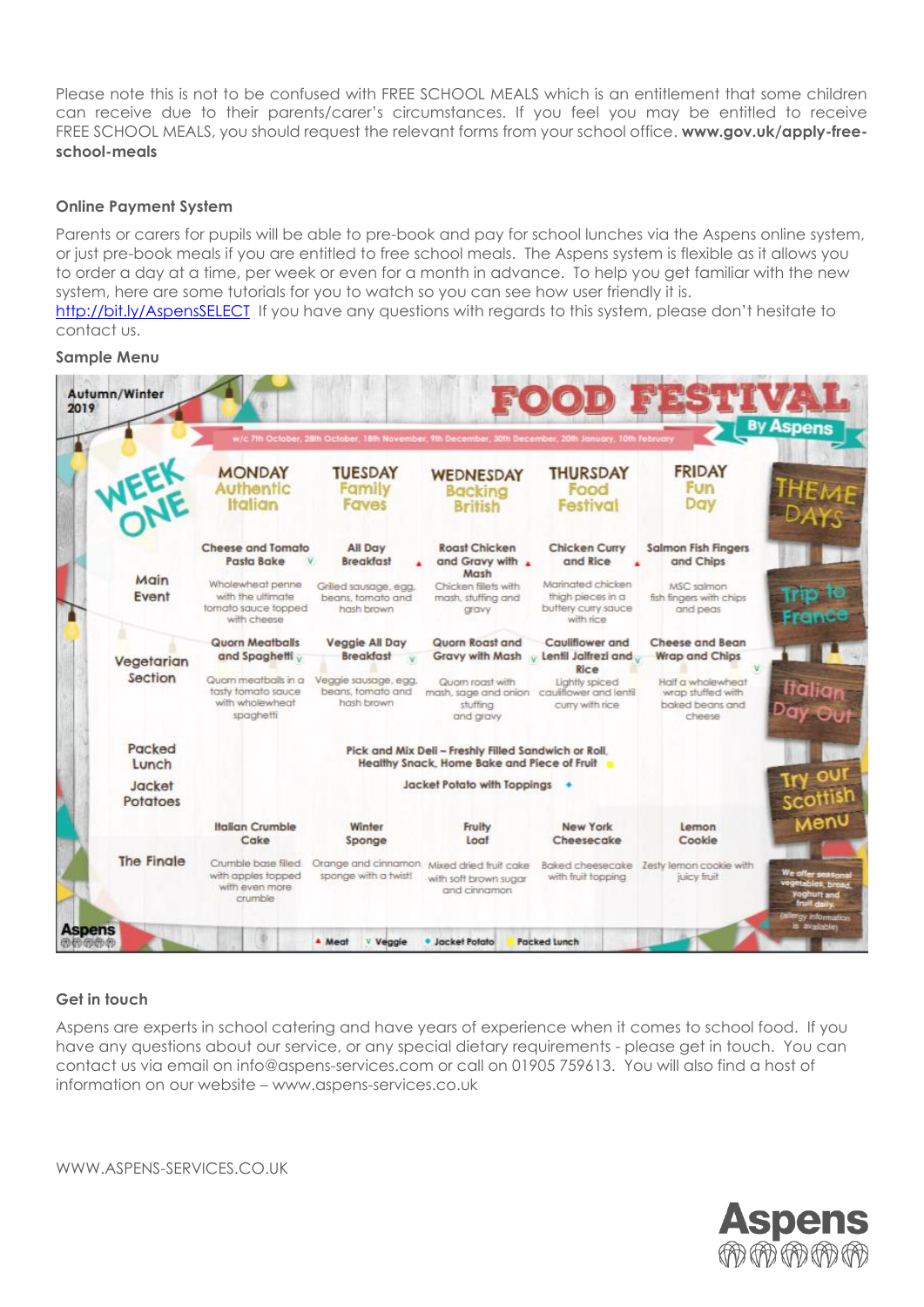Please note this is not to be confused with FREE SCHOOL MEALS which is an entitlement that some children can receive due to their parents/carer's circumstances. If you feel you may be entitled to receive FREE SCHOOL MEALS, you should request the relevant forms from your school office. **www.gov.uk/apply-free-school-meals**

### Online Payment System

Parents or carers for pupils will be able to pre-book and pay for school lunches via the Aspens online system, or just pre-book meals if you are entitled to free school meals. The Aspens system is flexible as it allows you to order a day at a time, per week or even for a month in advance. To help you get familiar with the new system, here are some tutorials for you to watch so you can see how user friendly it is. http://bit.ly/AspensSELECT If you have any questions with regards to this system, please don't hesitate to contact us.

### Sample Menu

Autumn/Winter 2019

**FOOD FESTIVAL** By Aspens

w/c 7th October, 28th October, 18th November, 9th December, 30th December, 20th January, 10th February

WEEK ONE

| | MONDAY Authentic Italian | TUESDAY Family Faves | WEDNESDAY Backing British | THURSDAY Food Festival | FRIDAY Fun Day |
|---|---|---|---|---|---|
| Main Event | **Cheese and Tomato Pasta Bake** (V) Wholewheat penne with the ultimate tomato sauce topped with cheese | **All Day Breakfast** (Meat) Grilled sausage, egg, beans, tomato and hash brown | **Roast Chicken and Gravy with Mash** (Meat) Chicken fillets with mash, stuffing and gravy | **Chicken Curry and Rice** (Meat) Marinated chicken thigh pieces in a buttery curry sauce with rice | **Salmon Fish Fingers and Chips** MSC salmon fish fingers with chips and peas |
| Vegetarian Section | **Quorn Meatballs and Spaghetti** (V) Quorn meatballs in a tasty tomato sauce with wholewheat spaghetti | **Veggie All Day Breakfast** (V) Veggie sausage, egg, beans, tomato and hash brown | **Quorn Roast and Gravy with Mash** (V) Quorn roast with mash, sage and onion stuffing and gravy | **Cauliflower and Lentil Jalfrezi and Rice** (V) Lightly spiced cauliflower and lentil curry with rice | **Cheese and Bean Wrap and Chips** (V) Half a wholewheat wrap stuffed with baked beans and cheese |
| Packed Lunch | Pick and Mix Deli – Freshly Filled Sandwich or Roll, Healthy Snack, Home Bake and Piece of Fruit | | | | |
| Jacket Potatoes | Jacket Potato with Toppings | | | | |
| The Finale | **Italian Crumble Cake** Crumble base filled with apples topped with even more crumble | **Winter Sponge** Orange and cinnamon sponge with a twist! | **Fruity Loaf** Mixed dried fruit cake with soft brown sugar and cinnamon | **New York Cheesecake** Baked cheesecake with fruit topping | **Lemon Cookie** Zesty lemon cookie with juicy fruit |

THEME DAYS: Trip to France; Italian Day Out; Try our Scottish Menu

We offer seasonal vegetables, bread, yoghurt and fruit daily. (allergy information is available)

Key: ▲ Meat | V Veggie | ◆ Jacket Potato | ■ Packed Lunch

### Get in touch

Aspens are experts in school catering and have years of experience when it comes to school food. If you have any questions about our service, or any special dietary requirements - please get in touch. You can contact us via email on info@aspens-services.com or call on 01905 759613. You will also find a host of information on our website – www.aspens-services.co.uk

WWW.ASPENS-SERVICES.CO.UK